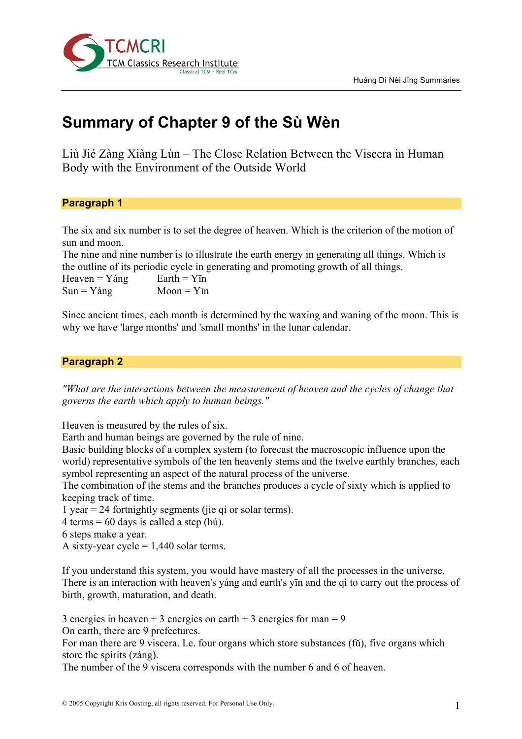# Summary of Chapter 9 of the Sù Wèn

Liù Jié Zàng Xiàng Lùn – The Close Relation Between the Viscera in Human Body with the Environment of the Outside World

## Paragraph 1

The six and six number is to set the degree of heaven. Which is the criterion of the motion of sun and moon.
The nine and nine number is to illustrate the earth energy in generating all things. Which is the outline of its periodic cycle in generating and promoting growth of all things.

| | |
|---|---|
| Heaven = Yáng | Earth = Yīn |
| Sun = Yáng | Moon = Yīn |

Since ancient times, each month is determined by the waxing and waning of the moon. This is why we have 'large months' and 'small months' in the lunar calendar.

## Paragraph 2

*"What are the interactions between the measurement of heaven and the cycles of change that governs the earth which apply to human beings."*

Heaven is measured by the rules of six.
Earth and human beings are governed by the rule of nine.
Basic building blocks of a complex system (to forecast the macroscopic influence upon the world) representative symbols of the ten heavenly stems and the twelve earthly branches, each symbol representing an aspect of the natural process of the universe.
The combination of the stems and the branches produces a cycle of sixty which is applied to keeping track of time.
1 year = 24 fortnightly segments (jie qi or solar terms).
4 terms = 60 days is called a step (bù).
6 steps make a year.
A sixty-year cycle = 1,440 solar terms.

If you understand this system, you would have mastery of all the processes in the universe. There is an interaction with heaven's yáng and earth's yīn and the qì to carry out the process of birth, growth, maturation, and death.

3 energies in heaven + 3 energies on earth + 3 energies for man = 9
On earth, there are 9 prefectures.
For man there are 9 viscera. I.e. four organs which store substances (fŭ), five organs which store the spirits (zàng).
The number of the 9 viscera corresponds with the number 6 and 6 of heaven.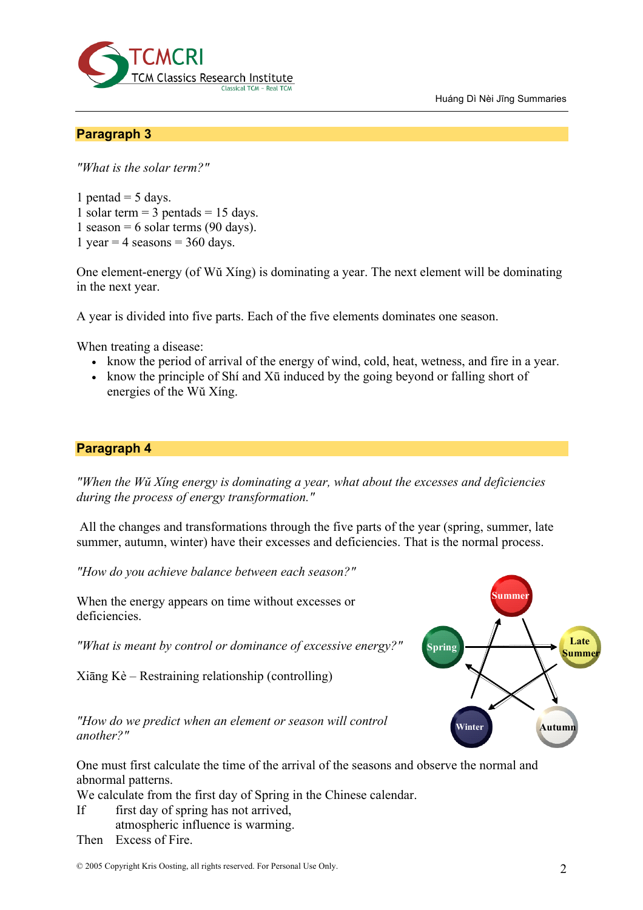## Paragraph 3

*"What is the solar term?"*

1 pentad = 5 days.
1 solar term = 3 pentads = 15 days.
1 season = 6 solar terms (90 days).
1 year = 4 seasons = 360 days.

One element-energy (of Wŭ Xíng) is dominating a year. The next element will be dominating in the next year.

A year is divided into five parts. Each of the five elements dominates one season.

When treating a disease:

- know the period of arrival of the energy of wind, cold, heat, wetness, and fire in a year.
- know the principle of Shí and Xū induced by the going beyond or falling short of energies of the Wŭ Xíng.

## Paragraph 4

*"When the Wŭ Xíng energy is dominating a year, what about the excesses and deficiencies during the process of energy transformation."*

All the changes and transformations through the five parts of the year (spring, summer, late summer, autumn, winter) have their excesses and deficiencies. That is the normal process.

*"How do you achieve balance between each season?"*

When the energy appears on time without excesses or deficiencies.

*"What is meant by control or dominance of excessive energy?"*

Xiāng Kè – Restraining relationship (controlling)

*"How do we predict when an element or season will control another?"*

One must first calculate the time of the arrival of the seasons and observe the normal and abnormal patterns.
We calculate from the first day of Spring in the Chinese calendar.

If first day of spring has not arrived,
atmospheric influence is warming.
Then Excess of Fire.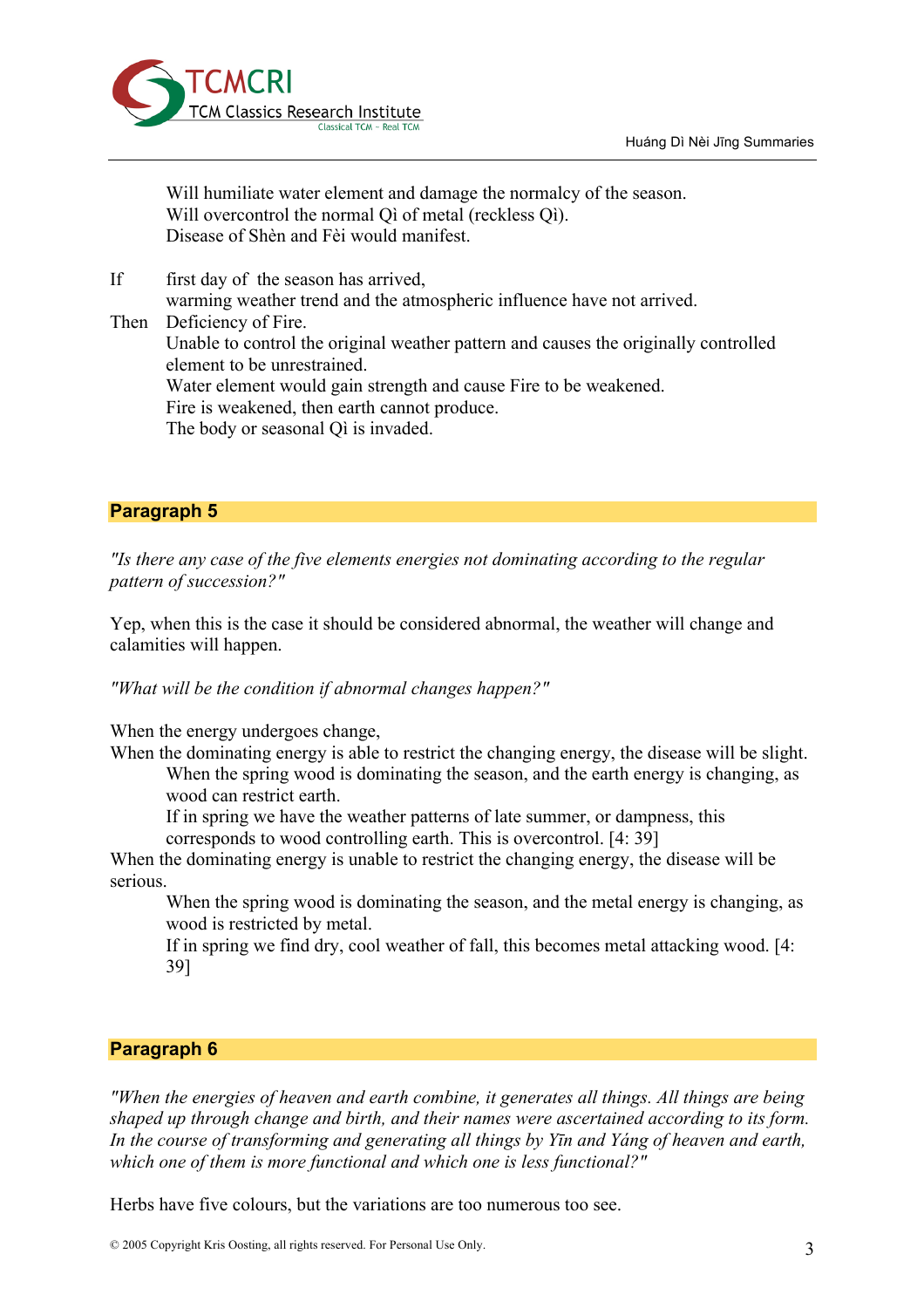Will humiliate water element and damage the normalcy of the season.
Will overcontrol the normal Qì of metal (reckless Qì).
Disease of Shèn and Fèi would manifest.

If first day of the season has arrived,
warming weather trend and the atmospheric influence have not arrived.

Then Deficiency of Fire.
Unable to control the original weather pattern and causes the originally controlled element to be unrestrained.
Water element would gain strength and cause Fire to be weakened.
Fire is weakened, then earth cannot produce.
The body or seasonal Qì is invaded.

## Paragraph 5

*"Is there any case of the five elements energies not dominating according to the regular pattern of succession?"*

Yep, when this is the case it should be considered abnormal, the weather will change and calamities will happen.

*"What will be the condition if abnormal changes happen?"*

When the energy undergoes change,
When the dominating energy is able to restrict the changing energy, the disease will be slight.
When the spring wood is dominating the season, and the earth energy is changing, as wood can restrict earth.
If in spring we have the weather patterns of late summer, or dampness, this corresponds to wood controlling earth. This is overcontrol. [4: 39]
When the dominating energy is unable to restrict the changing energy, the disease will be serious.
When the spring wood is dominating the season, and the metal energy is changing, as wood is restricted by metal.
If in spring we find dry, cool weather of fall, this becomes metal attacking wood. [4: 39]

## Paragraph 6

*"When the energies of heaven and earth combine, it generates all things. All things are being shaped up through change and birth, and their names were ascertained according to its form. In the course of transforming and generating all things by Yīn and Yáng of heaven and earth, which one of them is more functional and which one is less functional?"*

Herbs have five colours, but the variations are too numerous too see.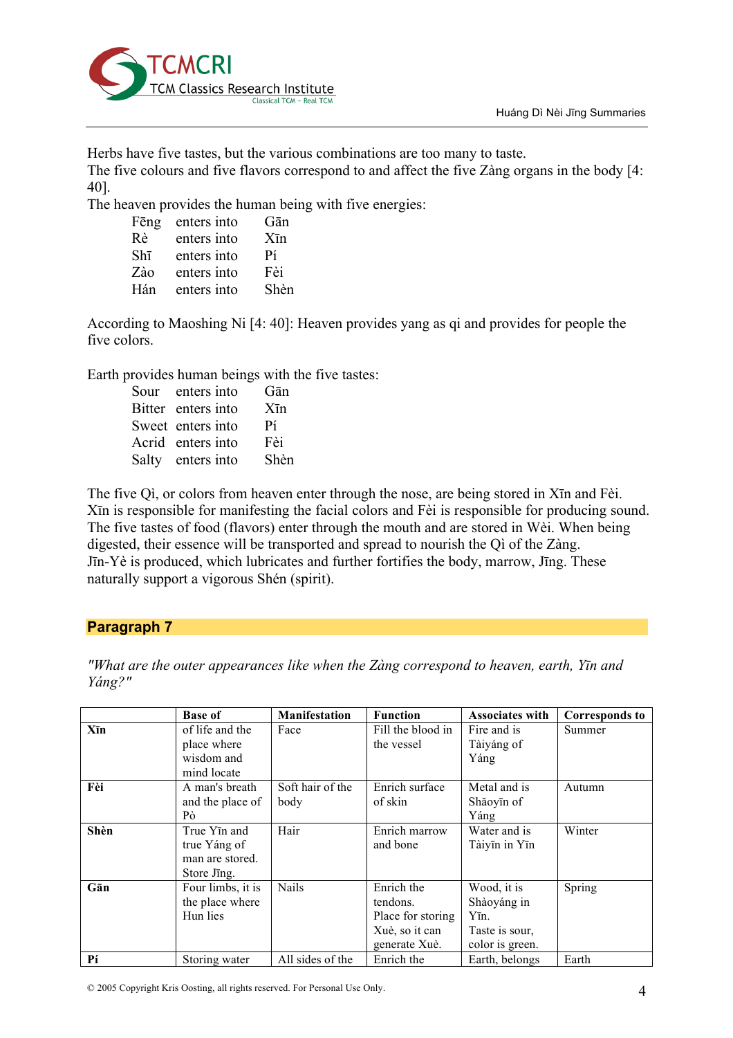Herbs have five tastes, but the various combinations are too many to taste.
The five colours and five flavors correspond to and affect the five Zàng organs in the body [4: 40].
The heaven provides the human being with five energies:

| | | |
|---|---|---|
| Fēng | enters into | Gān |
| Rè | enters into | Xīn |
| Shī | enters into | Pí |
| Zào | enters into | Fèi |
| Hán | enters into | Shèn |

According to Maoshing Ni [4: 40]: Heaven provides yang as qi and provides for people the five colors.

Earth provides human beings with the five tastes:

| | | |
|---|---|---|
| Sour | enters into | Gān |
| Bitter | enters into | Xīn |
| Sweet | enters into | Pí |
| Acrid | enters into | Fèi |
| Salty | enters into | Shèn |

The five Qì, or colors from heaven enter through the nose, are being stored in Xīn and Fèi. Xīn is responsible for manifesting the facial colors and Fèi is responsible for producing sound. The five tastes of food (flavors) enter through the mouth and are stored in Wèi. When being digested, their essence will be transported and spread to nourish the Qì of the Zàng. Jīn-Yè is produced, which lubricates and further fortifies the body, marrow, Jīng. These naturally support a vigorous Shén (spirit).

## Paragraph 7

*"What are the outer appearances like when the Zàng correspond to heaven, earth, Yīn and Yáng?"*

| | Base of | Manifestation | Function | Associates with | Corresponds to |
|---|---|---|---|---|---|
| **Xīn** | of life and the place where wisdom and mind locate | Face | Fill the blood in the vessel | Fire and is Tàiyáng of Yáng | Summer |
| **Fèi** | A man's breath and the place of Pò | Soft hair of the body | Enrich surface of skin | Metal and is Shǎoyīn of Yáng | Autumn |
| **Shèn** | True Yīn and true Yáng of man are stored. Store Jīng. | Hair | Enrich marrow and bone | Water and is Tàiyīn in Yīn | Winter |
| **Gān** | Four limbs, it is the place where Hun lies | Nails | Enrich the tendons. Place for storing Xuè, so it can generate Xuè. | Wood, it is Shàoyáng in Yīn. Taste is sour, color is green. | Spring |
| **Pí** | Storing water | All sides of the | Enrich the | Earth, belongs | Earth |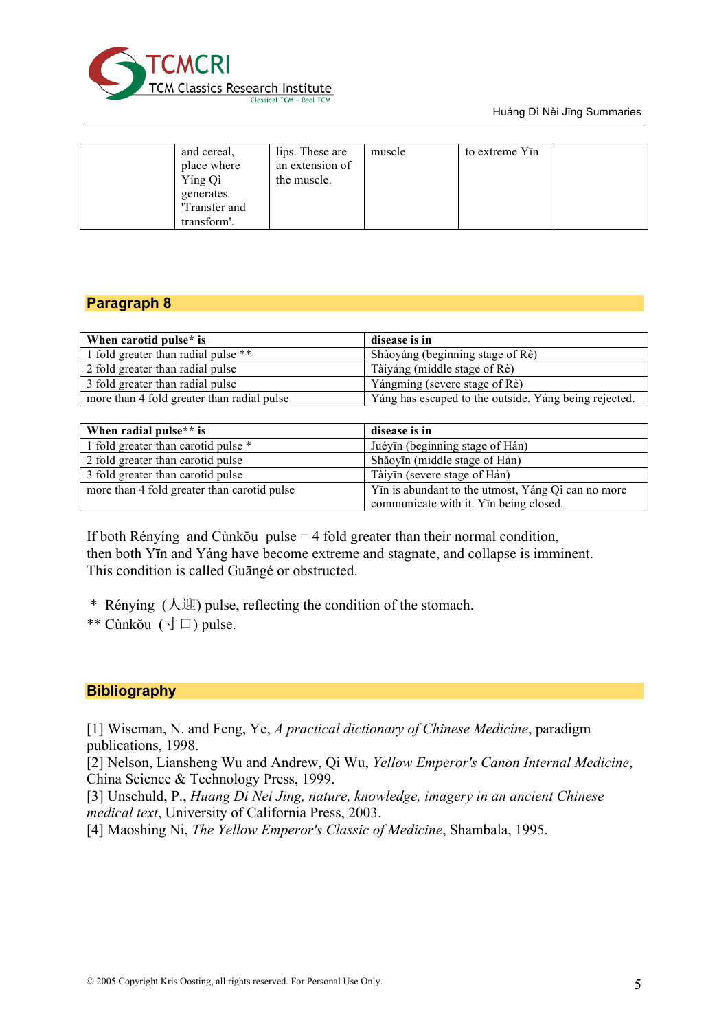| | | | | | |
|---|---|---|---|---|---|
| | and cereal, place where Yíng Qì generates. 'Transfer and transform'. | lips. These are an extension of the muscle. | muscle | to extreme Yīn | |

## Paragraph 8

| When carotid pulse* is | disease is in |
|---|---|
| 1 fold greater than radial pulse ** | Shàoyáng (beginning stage of Rè) |
| 2 fold greater than radial pulse | Tàiyáng (middle stage of Rè) |
| 3 fold greater than radial pulse | Yángmíng (severe stage of Rè) |
| more than 4 fold greater than radial pulse | Yáng has escaped to the outside. Yáng being rejected. |

| When radial pulse** is | disease is in |
|---|---|
| 1 fold greater than carotid pulse * | Juéyīn (beginning stage of Hán) |
| 2 fold greater than carotid pulse | Shāoyīn (middle stage of Hán) |
| 3 fold greater than carotid pulse | Tàiyīn (severe stage of Hán) |
| more than 4 fold greater than carotid pulse | Yīn is abundant to the utmost, Yáng Qì can no more communicate with it. Yīn being closed. |

If both Rényíng and Cùnkǒu pulse = 4 fold greater than their normal condition,
then both Yīn and Yáng have become extreme and stagnate, and collapse is imminent.
This condition is called Guāngé or obstructed.

\* Rényíng (人迎) pulse, reflecting the condition of the stomach.
\** Cùnkǒu (寸口) pulse.

## Bibliography

[1] Wiseman, N. and Feng, Ye, *A practical dictionary of Chinese Medicine*, paradigm publications, 1998.
[2] Nelson, Liansheng Wu and Andrew, Qi Wu, *Yellow Emperor's Canon Internal Medicine*, China Science & Technology Press, 1999.
[3] Unschuld, P., *Huang Di Nei Jing, nature, knowledge, imagery in an ancient Chinese medical text*, University of California Press, 2003.
[4] Maoshing Ni, *The Yellow Emperor's Classic of Medicine*, Shambala, 1995.

© 2005 Copyright Kris Oosting, all rights reserved. For Personal Use Only.